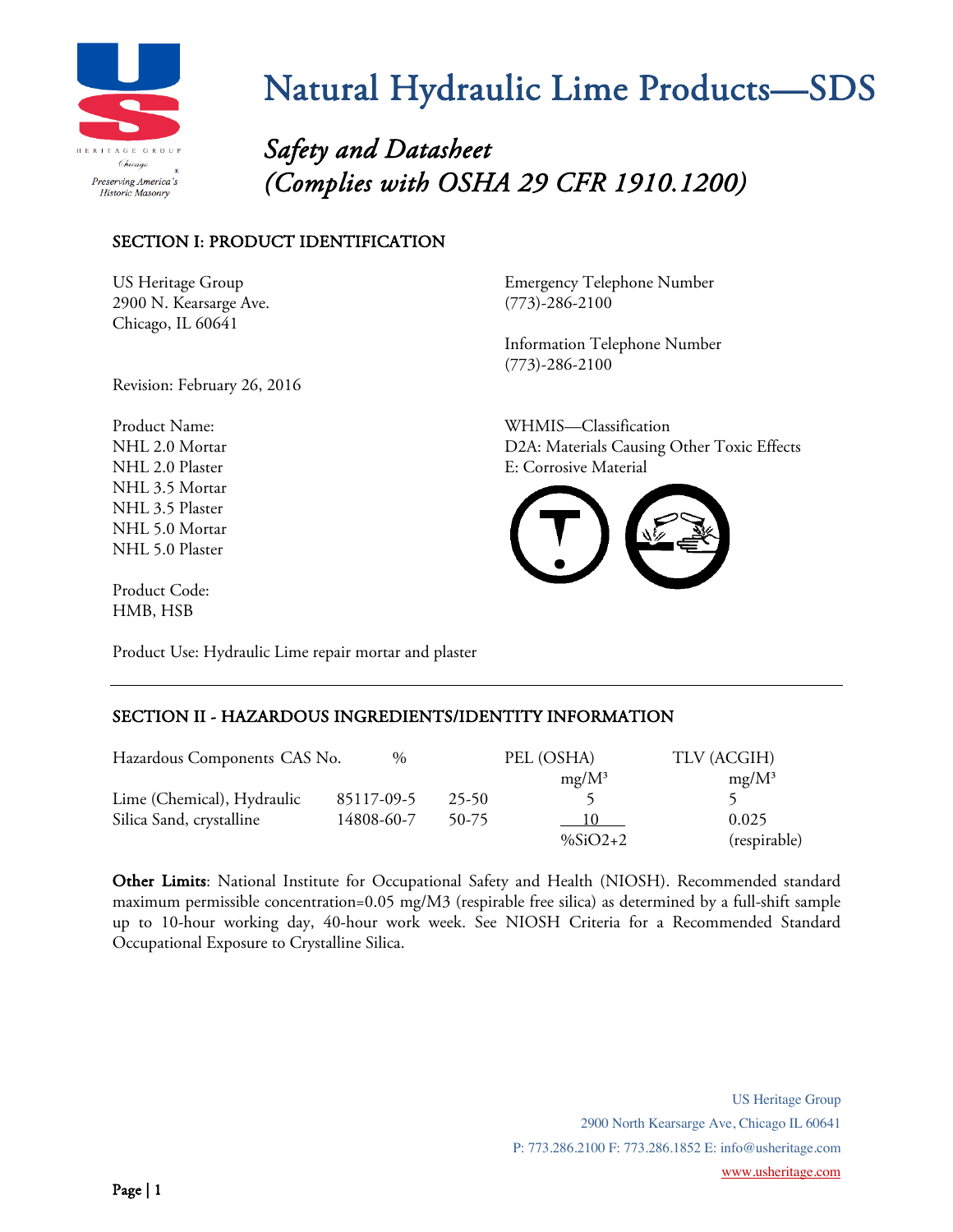# Natural Hydraulic Lime Products—SDS

## *Safety and Datasheet (Complies with OSHA 29 CFR 1910.1200)*

### SECTION I: PRODUCT IDENTIFICATION

US Heritage Group
2900 N. Kearsarge Ave.
Chicago, IL 60641

Emergency Telephone Number
(773)-286-2100

Information Telephone Number
(773)-286-2100

Revision: February 26, 2016

Product Name:
NHL 2.0 Mortar
NHL 2.0 Plaster
NHL 3.5 Mortar
NHL 3.5 Plaster
NHL 5.0 Mortar
NHL 5.0 Plaster

WHMIS—Classification
D2A: Materials Causing Other Toxic Effects
E: Corrosive Material

Product Code:
HMB, HSB

Product Use: Hydraulic Lime repair mortar and plaster

---

### SECTION II - HAZARDOUS INGREDIENTS/IDENTITY INFORMATION

| Hazardous Components | CAS No. | % | PEL (OSHA) $mg/M^3$ | TLV (ACGIH) $mg/M^3$ |
|---|---|---|---|---|
| Lime (Chemical), Hydraulic | 85117-09-5 | 25-50 | 5 | 5 |
| Silica Sand, crystalline | 14808-60-7 | 50-75 | 10 / $\%SiO_2+2$ | 0.025 (respirable) |

**Other Limits**: National Institute for Occupational Safety and Health (NIOSH). Recommended standard maximum permissible concentration=0.05 mg/M3 (respirable free silica) as determined by a full-shift sample up to 10-hour working day, 40-hour work week. See NIOSH Criteria for a Recommended Standard Occupational Exposure to Crystalline Silica.

US Heritage Group
2900 North Kearsarge Ave, Chicago IL 60641
P: 773.286.2100 F: 773.286.1852 E: info@usheritage.com
www.usheritage.com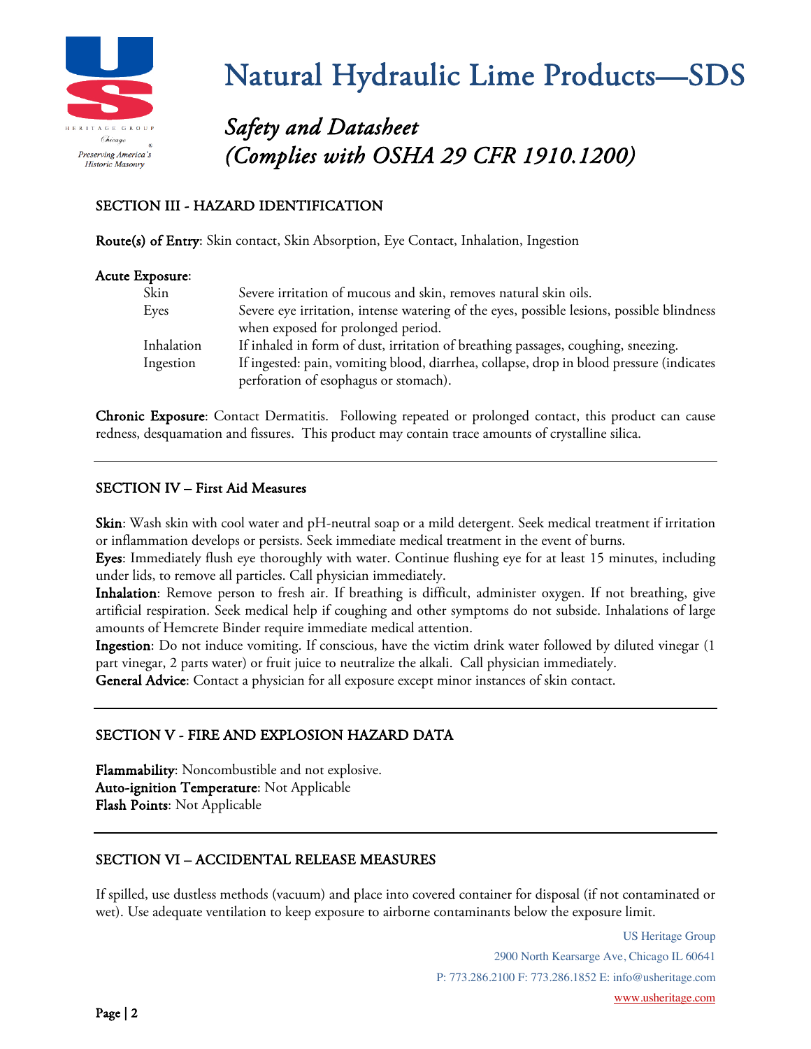# Natural Hydraulic Lime Products—SDS

*Safety and Datasheet*
*(Complies with OSHA 29 CFR 1910.1200)*

## SECTION III - HAZARD IDENTIFICATION

**Route(s) of Entry**: Skin contact, Skin Absorption, Eye Contact, Inhalation, Ingestion

**Acute Exposure**:

| | |
|---|---|
| Skin | Severe irritation of mucous and skin, removes natural skin oils. |
| Eyes | Severe eye irritation, intense watering of the eyes, possible lesions, possible blindness when exposed for prolonged period. |
| Inhalation | If inhaled in form of dust, irritation of breathing passages, coughing, sneezing. |
| Ingestion | If ingested: pain, vomiting blood, diarrhea, collapse, drop in blood pressure (indicates perforation of esophagus or stomach). |

**Chronic Exposure**: Contact Dermatitis. Following repeated or prolonged contact, this product can cause redness, desquamation and fissures. This product may contain trace amounts of crystalline silica.

---

## SECTION IV – First Aid Measures

**Skin**: Wash skin with cool water and pH-neutral soap or a mild detergent. Seek medical treatment if irritation or inflammation develops or persists. Seek immediate medical treatment in the event of burns.
**Eyes**: Immediately flush eye thoroughly with water. Continue flushing eye for at least 15 minutes, including under lids, to remove all particles. Call physician immediately.
**Inhalation**: Remove person to fresh air. If breathing is difficult, administer oxygen. If not breathing, give artificial respiration. Seek medical help if coughing and other symptoms do not subside. Inhalations of large amounts of Hemcrete Binder require immediate medical attention.
**Ingestion**: Do not induce vomiting. If conscious, have the victim drink water followed by diluted vinegar (1 part vinegar, 2 parts water) or fruit juice to neutralize the alkali. Call physician immediately.
**General Advice**: Contact a physician for all exposure except minor instances of skin contact.

---

## SECTION V - FIRE AND EXPLOSION HAZARD DATA

**Flammability**: Noncombustible and not explosive.
**Auto-ignition Temperature**: Not Applicable
**Flash Points**: Not Applicable

---

## SECTION VI – ACCIDENTAL RELEASE MEASURES

If spilled, use dustless methods (vacuum) and place into covered container for disposal (if not contaminated or wet). Use adequate ventilation to keep exposure to airborne contaminants below the exposure limit.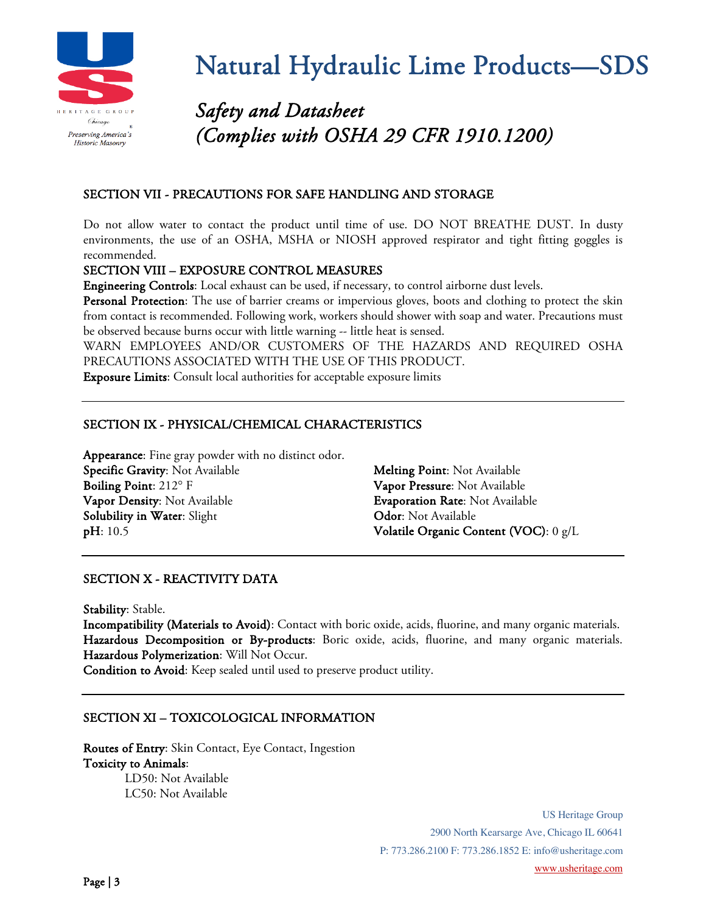## SECTION VII - PRECAUTIONS FOR SAFE HANDLING AND STORAGE

Do not allow water to contact the product until time of use. DO NOT BREATHE DUST. In dusty environments, the use of an OSHA, MSHA or NIOSH approved respirator and tight fitting goggles is recommended.

## SECTION VIII – EXPOSURE CONTROL MEASURES

**Engineering Controls**: Local exhaust can be used, if necessary, to control airborne dust levels.

**Personal Protection**: The use of barrier creams or impervious gloves, boots and clothing to protect the skin from contact is recommended. Following work, workers should shower with soap and water. Precautions must be observed because burns occur with little warning -- little heat is sensed.

WARN EMPLOYEES AND/OR CUSTOMERS OF THE HAZARDS AND REQUIRED OSHA PRECAUTIONS ASSOCIATED WITH THE USE OF THIS PRODUCT.

**Exposure Limits**: Consult local authorities for acceptable exposure limits

---

## SECTION IX - PHYSICAL/CHEMICAL CHARACTERISTICS

**Appearance**: Fine gray powder with no distinct odor.

**Specific Gravity**: Not Available

**Boiling Point**: 212° F

**Vapor Density**: Not Available

**Solubility in Water**: Slight

**pH**: 10.5

**Melting Point**: Not Available

**Vapor Pressure**: Not Available

**Evaporation Rate**: Not Available

**Odor**: Not Available

**Volatile Organic Content (VOC)**: 0 g/L

---

## SECTION X - REACTIVITY DATA

**Stability**: Stable.

**Incompatibility (Materials to Avoid)**: Contact with boric oxide, acids, fluorine, and many organic materials.

**Hazardous Decomposition or By-products**: Boric oxide, acids, fluorine, and many organic materials.

**Hazardous Polymerization**: Will Not Occur.

**Condition to Avoid**: Keep sealed until used to preserve product utility.

---

## SECTION XI – TOXICOLOGICAL INFORMATION

**Routes of Entry**: Skin Contact, Eye Contact, Ingestion

**Toxicity to Animals**:

LD50: Not Available

LC50: Not Available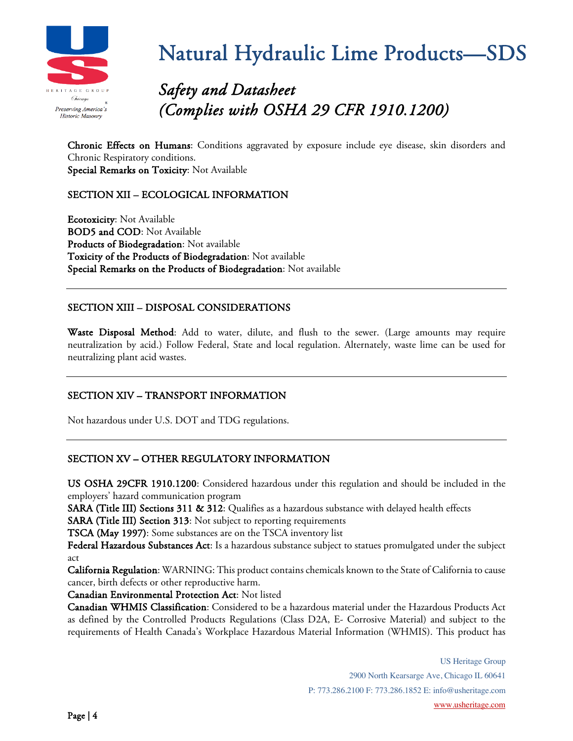**Chronic Effects on Humans**: Conditions aggravated by exposure include eye disease, skin disorders and Chronic Respiratory conditions.
**Special Remarks on Toxicity**: Not Available

## SECTION XII – ECOLOGICAL INFORMATION

**Ecotoxicity**: Not Available
**BOD5 and COD**: Not Available
**Products of Biodegradation**: Not available
**Toxicity of the Products of Biodegradation**: Not available
**Special Remarks on the Products of Biodegradation**: Not available

---

## SECTION XIII – DISPOSAL CONSIDERATIONS

**Waste Disposal Method**: Add to water, dilute, and flush to the sewer. (Large amounts may require neutralization by acid.) Follow Federal, State and local regulation. Alternately, waste lime can be used for neutralizing plant acid wastes.

---

## SECTION XIV – TRANSPORT INFORMATION

Not hazardous under U.S. DOT and TDG regulations.

---

## SECTION XV – OTHER REGULATORY INFORMATION

**US OSHA 29CFR 1910.1200**: Considered hazardous under this regulation and should be included in the employers' hazard communication program
**SARA (Title III) Sections 311 & 312**: Qualifies as a hazardous substance with delayed health effects
**SARA (Title III) Section 313**: Not subject to reporting requirements
**TSCA (May 1997)**: Some substances are on the TSCA inventory list
**Federal Hazardous Substances Act**: Is a hazardous substance subject to statues promulgated under the subject act
**California Regulation**: WARNING: This product contains chemicals known to the State of California to cause cancer, birth defects or other reproductive harm.
**Canadian Environmental Protection Act**: Not listed
**Canadian WHMIS Classification**: Considered to be a hazardous material under the Hazardous Products Act as defined by the Controlled Products Regulations (Class D2A, E- Corrosive Material) and subject to the requirements of Health Canada's Workplace Hazardous Material Information (WHMIS). This product has

US Heritage Group
2900 North Kearsarge Ave, Chicago IL 60641
P: 773.286.2100 F: 773.286.1852 E: info@usheritage.com
www.usheritage.com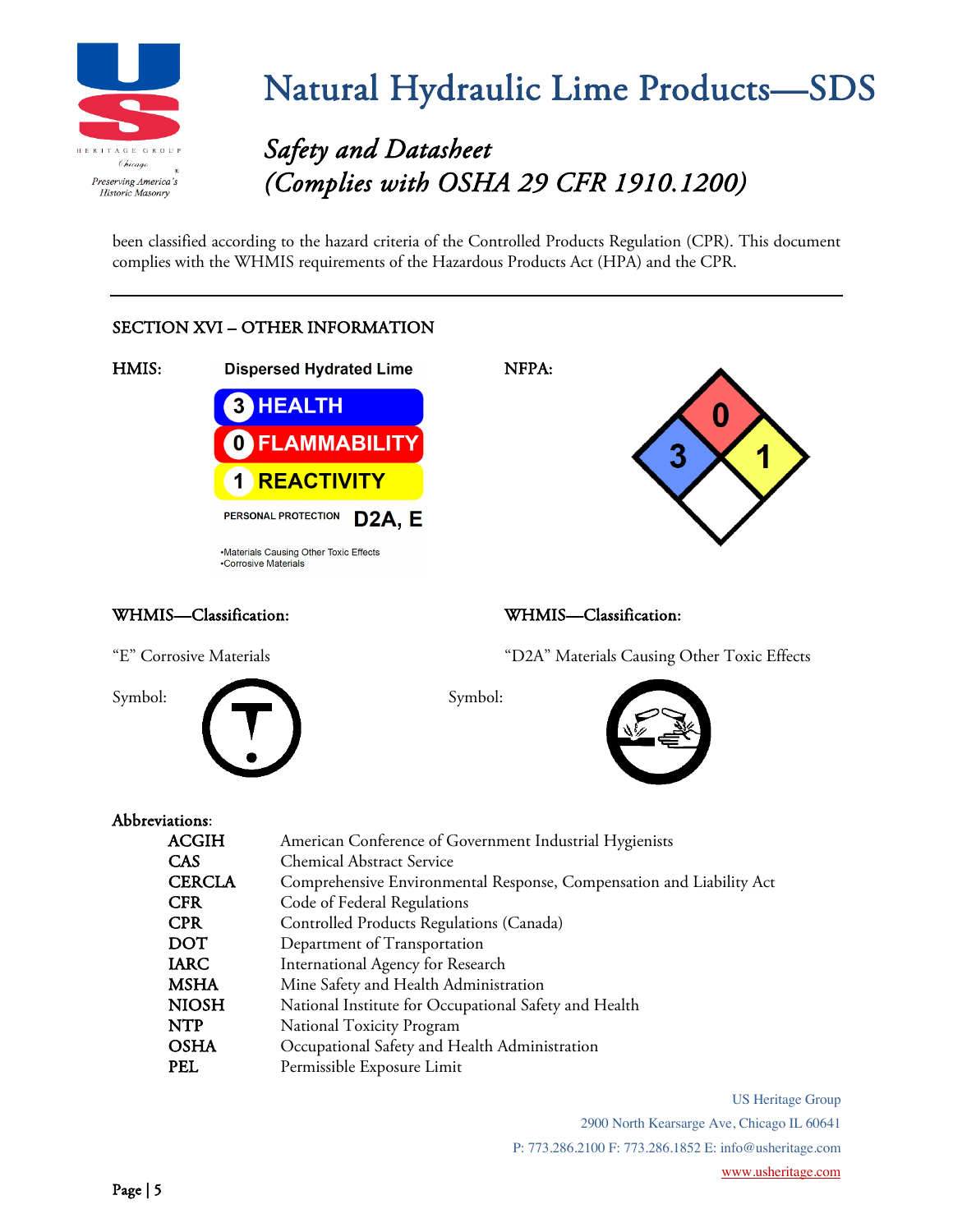been classified according to the hazard criteria of the Controlled Products Regulation (CPR). This document complies with the WHMIS requirements of the Hazardous Products Act (HPA) and the CPR.

---

## SECTION XVI – OTHER INFORMATION

**HMIS:**

Dispersed Hydrated Lime

3 HEALTH

0 FLAMMABILITY

1 REACTIVITY

PERSONAL PROTECTION D2A, E

•Materials Causing Other Toxic Effects
•Corrosive Materials

**NFPA:**

0
3
1

**WHMIS—Classification:**

"E" Corrosive Materials

Symbol:

**WHMIS—Classification:**

"D2A" Materials Causing Other Toxic Effects

Symbol:

**Abbreviations:**

| | |
|---|---|
| **ACGIH** | American Conference of Government Industrial Hygienists |
| **CAS** | Chemical Abstract Service |
| **CERCLA** | Comprehensive Environmental Response, Compensation and Liability Act |
| **CFR** | Code of Federal Regulations |
| **CPR** | Controlled Products Regulations (Canada) |
| **DOT** | Department of Transportation |
| **IARC** | International Agency for Research |
| **MSHA** | Mine Safety and Health Administration |
| **NIOSH** | National Institute for Occupational Safety and Health |
| **NTP** | National Toxicity Program |
| **OSHA** | Occupational Safety and Health Administration |
| **PEL** | Permissible Exposure Limit |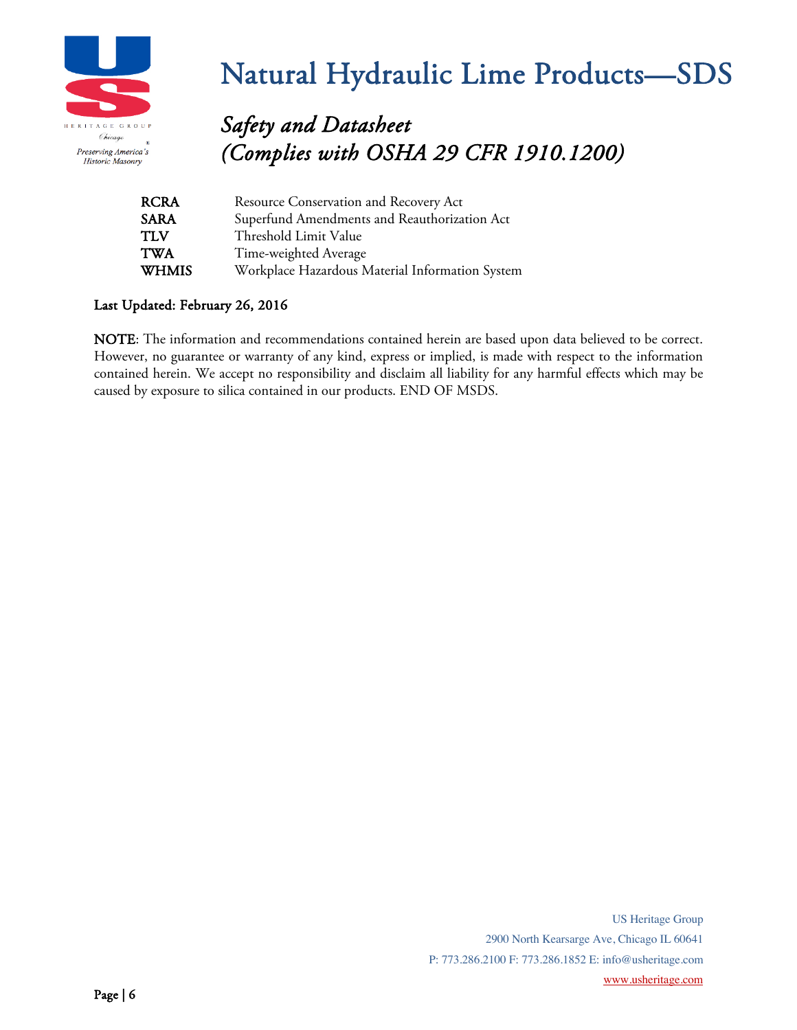| | |
|---|---|
| **RCRA** | Resource Conservation and Recovery Act |
| **SARA** | Superfund Amendments and Reauthorization Act |
| **TLV** | Threshold Limit Value |
| **TWA** | Time-weighted Average |
| **WHMIS** | Workplace Hazardous Material Information System |

**Last Updated: February 26, 2016**

**NOTE**: The information and recommendations contained herein are based upon data believed to be correct. However, no guarantee or warranty of any kind, express or implied, is made with respect to the information contained herein. We accept no responsibility and disclaim all liability for any harmful effects which may be caused by exposure to silica contained in our products. END OF MSDS.